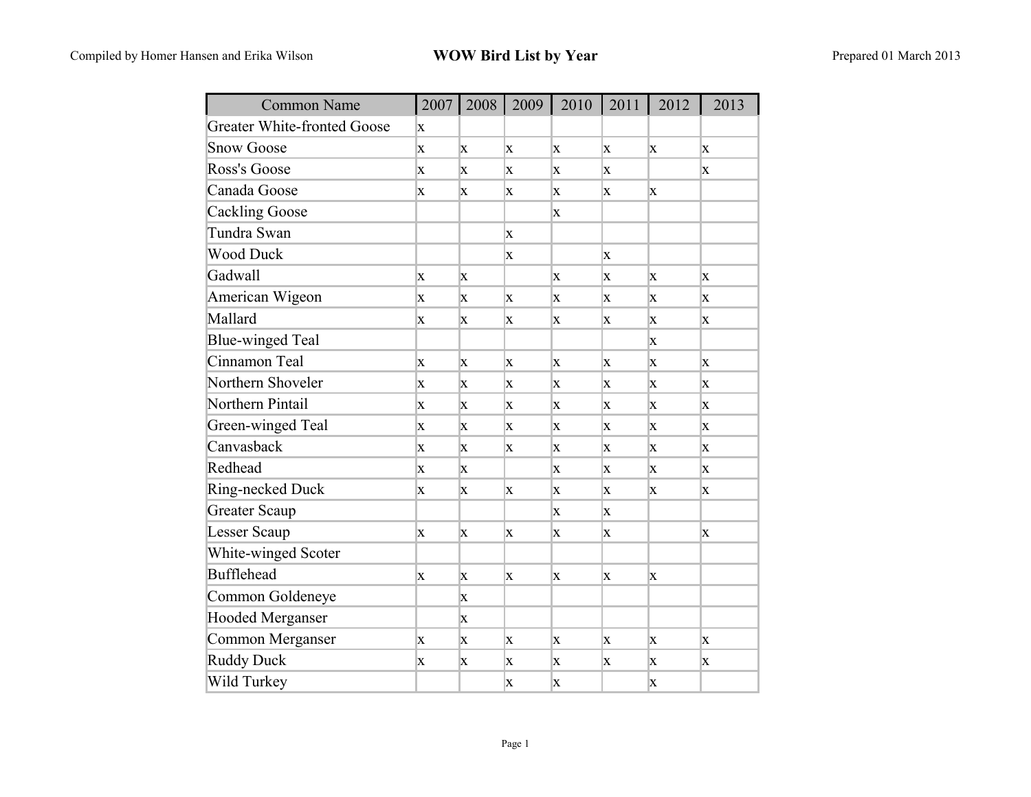Compiled by Homer Hansen and Erika Wilson

# WOW Bird List by Year

Prepared 01 March 2013

| Common Name | 2007 | 2008 | 2009 | 2010 | 2011 | 2012 | 2013 |
|---|---|---|---|---|---|---|---|
| Greater White-fronted Goose | x | | | | | | |
| Snow Goose | x | x | x | x | x | x | x |
| Ross's Goose | x | x | x | x | x | | x |
| Canada Goose | x | x | x | x | x | x | |
| Cackling Goose | | | | x | | | |
| Tundra Swan | | | x | | | | |
| Wood Duck | | | x | | x | | |
| Gadwall | x | x | | x | x | x | x |
| American Wigeon | x | x | x | x | x | x | x |
| Mallard | x | x | x | x | x | x | x |
| Blue-winged Teal | | | | | | x | |
| Cinnamon Teal | x | x | x | x | x | x | x |
| Northern Shoveler | x | x | x | x | x | x | x |
| Northern Pintail | x | x | x | x | x | x | x |
| Green-winged Teal | x | x | x | x | x | x | x |
| Canvasback | x | x | x | x | x | x | x |
| Redhead | x | x | | x | x | x | x |
| Ring-necked Duck | x | x | x | x | x | x | x |
| Greater Scaup | | | | x | x | | |
| Lesser Scaup | x | x | x | x | x | | x |
| White-winged Scoter | | | | | | | |
| Bufflehead | x | x | x | x | x | x | |
| Common Goldeneye | | x | | | | | |
| Hooded Merganser | | x | | | | | |
| Common Merganser | x | x | x | x | x | x | x |
| Ruddy Duck | x | x | x | x | x | x | x |
| Wild Turkey | | | x | x | | x | |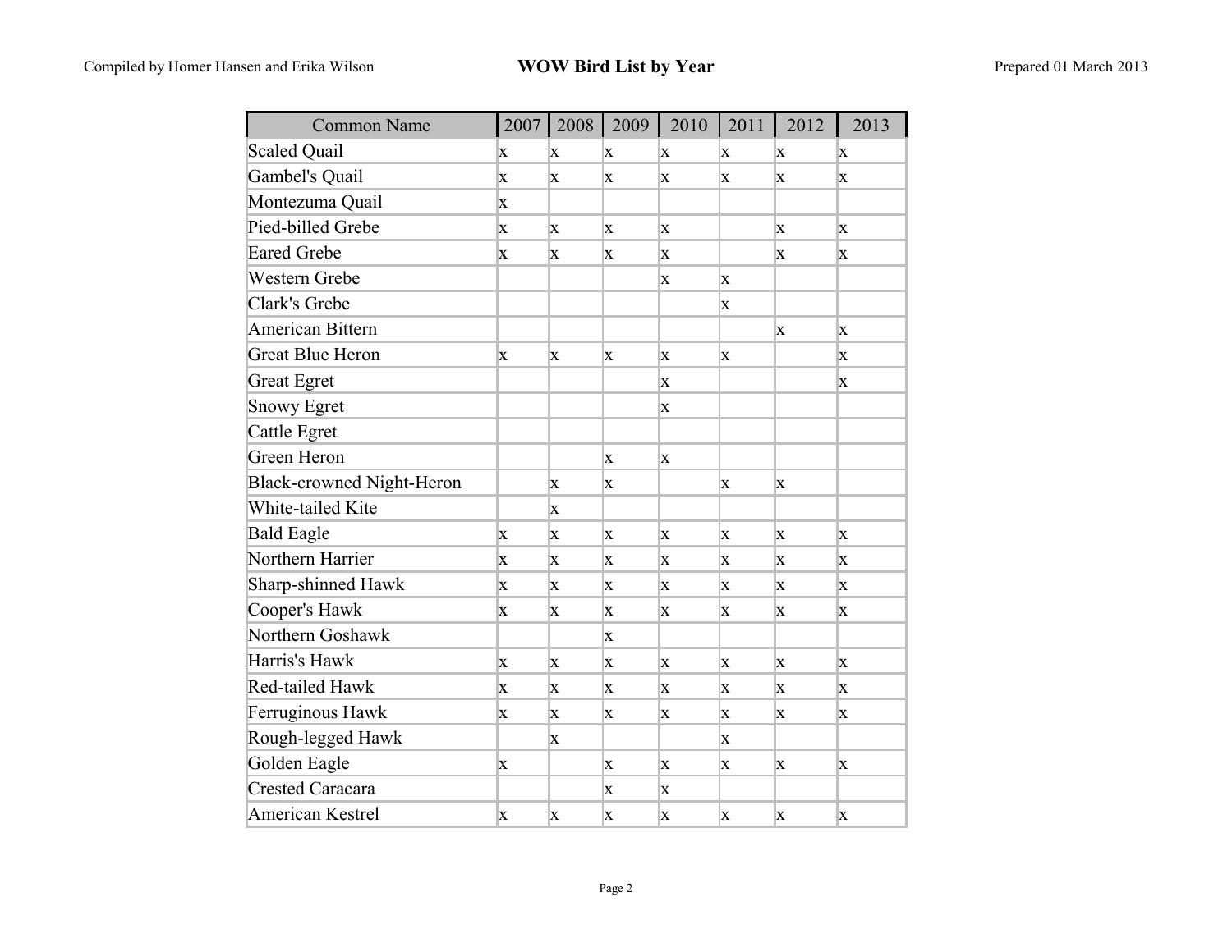| Common Name | 2007 | 2008 | 2009 | 2010 | 2011 | 2012 | 2013 |
|---|---|---|---|---|---|---|---|
| Scaled Quail | x | x | x | x | x | x | x |
| Gambel's Quail | x | x | x | x | x | x | x |
| Montezuma Quail | x | | | | | | |
| Pied-billed Grebe | x | x | x | x | | x | x |
| Eared Grebe | x | x | x | x | | x | x |
| Western Grebe | | | | x | x | | |
| Clark's Grebe | | | | | x | | |
| American Bittern | | | | | | x | x |
| Great Blue Heron | x | x | x | x | x | | x |
| Great Egret | | | | x | | | x |
| Snowy Egret | | | | x | | | |
| Cattle Egret | | | | | | | |
| Green Heron | | | x | x | | | |
| Black-crowned Night-Heron | | x | x | | x | x | |
| White-tailed Kite | | x | | | | | |
| Bald Eagle | x | x | x | x | x | x | x |
| Northern Harrier | x | x | x | x | x | x | x |
| Sharp-shinned Hawk | x | x | x | x | x | x | x |
| Cooper's Hawk | x | x | x | x | x | x | x |
| Northern Goshawk | | | x | | | | |
| Harris's Hawk | x | x | x | x | x | x | x |
| Red-tailed Hawk | x | x | x | x | x | x | x |
| Ferruginous Hawk | x | x | x | x | x | x | x |
| Rough-legged Hawk | | x | | | x | | |
| Golden Eagle | x | | x | x | x | x | x |
| Crested Caracara | | | x | x | | | |
| American Kestrel | x | x | x | x | x | x | x |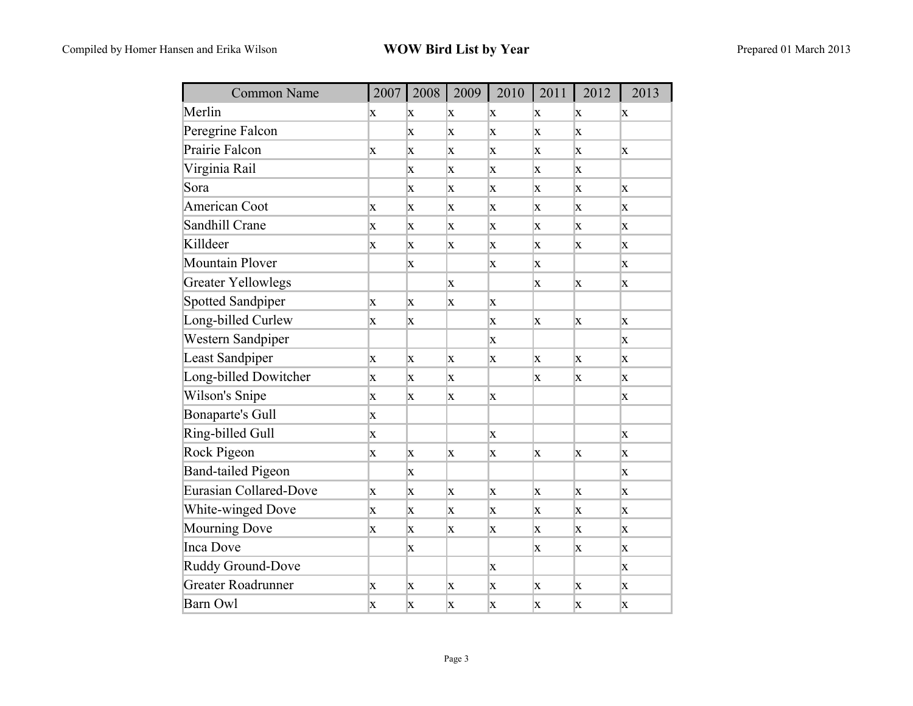| Common Name | 2007 | 2008 | 2009 | 2010 | 2011 | 2012 | 2013 |
|---|---|---|---|---|---|---|---|
| Merlin | x | x | x | x | x | x | x |
| Peregrine Falcon | | x | x | x | x | x | |
| Prairie Falcon | x | x | x | x | x | x | x |
| Virginia Rail | | x | x | x | x | x | |
| Sora | | x | x | x | x | x | x |
| American Coot | x | x | x | x | x | x | x |
| Sandhill Crane | x | x | x | x | x | x | x |
| Killdeer | x | x | x | x | x | x | x |
| Mountain Plover | | x | | x | x | | x |
| Greater Yellowlegs | | | x | | x | x | x |
| Spotted Sandpiper | x | x | x | x | | | |
| Long-billed Curlew | x | x | | x | x | x | x |
| Western Sandpiper | | | | x | | | x |
| Least Sandpiper | x | x | x | x | x | x | x |
| Long-billed Dowitcher | x | x | x | | x | x | x |
| Wilson's Snipe | x | x | x | x | | | x |
| Bonaparte's Gull | x | | | | | | |
| Ring-billed Gull | x | | | x | | | x |
| Rock Pigeon | x | x | x | x | x | x | x |
| Band-tailed Pigeon | | x | | | | | x |
| Eurasian Collared-Dove | x | x | x | x | x | x | x |
| White-winged Dove | x | x | x | x | x | x | x |
| Mourning Dove | x | x | x | x | x | x | x |
| Inca Dove | | x | | | x | x | x |
| Ruddy Ground-Dove | | | | x | | | x |
| Greater Roadrunner | x | x | x | x | x | x | x |
| Barn Owl | x | x | x | x | x | x | x |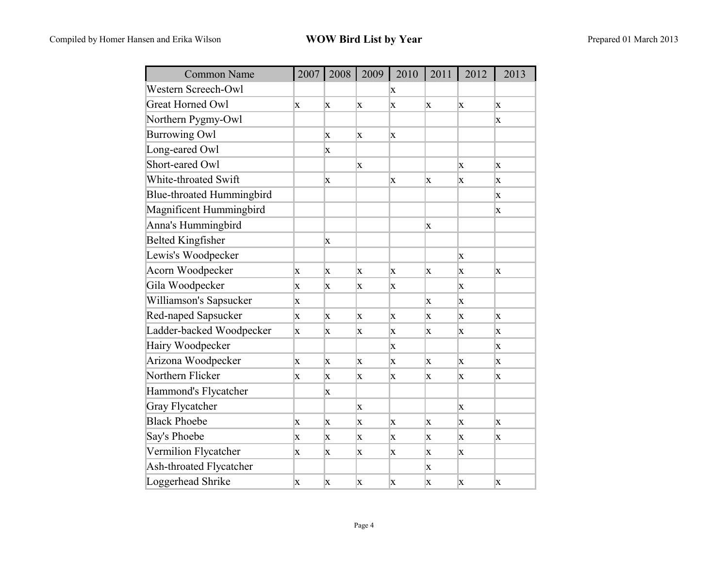| Common Name | 2007 | 2008 | 2009 | 2010 | 2011 | 2012 | 2013 |
|---|---|---|---|---|---|---|---|
| Western Screech-Owl | | | | x | | | |
| Great Horned Owl | x | x | x | x | x | x | x |
| Northern Pygmy-Owl | | | | | | | x |
| Burrowing Owl | | x | x | x | | | |
| Long-eared Owl | | x | | | | | |
| Short-eared Owl | | | x | | | x | x |
| White-throated Swift | | x | | x | x | x | x |
| Blue-throated Hummingbird | | | | | | | x |
| Magnificent Hummingbird | | | | | | | x |
| Anna's Hummingbird | | | | | x | | |
| Belted Kingfisher | | x | | | | | |
| Lewis's Woodpecker | | | | | | x | |
| Acorn Woodpecker | x | x | x | x | x | x | x |
| Gila Woodpecker | x | x | x | x | | x | |
| Williamson's Sapsucker | x | | | | x | x | |
| Red-naped Sapsucker | x | x | x | x | x | x | x |
| Ladder-backed Woodpecker | x | x | x | x | x | x | x |
| Hairy Woodpecker | | | | x | | | x |
| Arizona Woodpecker | x | x | x | x | x | x | x |
| Northern Flicker | x | x | x | x | x | x | x |
| Hammond's Flycatcher | | x | | | | | |
| Gray Flycatcher | | | x | | | x | |
| Black Phoebe | x | x | x | x | x | x | x |
| Say's Phoebe | x | x | x | x | x | x | x |
| Vermilion Flycatcher | x | x | x | x | x | x | |
| Ash-throated Flycatcher | | | | | x | | |
| Loggerhead Shrike | x | x | x | x | x | x | x |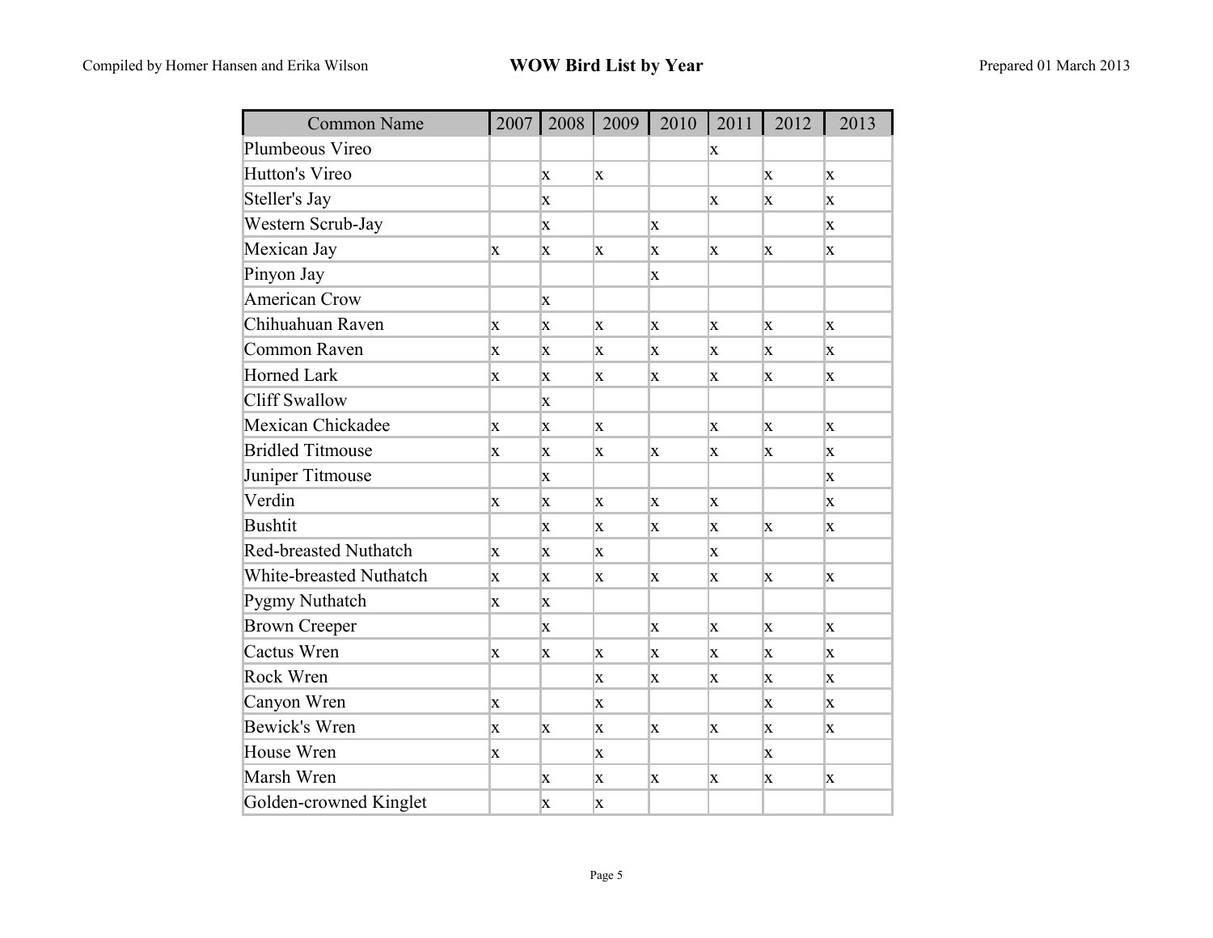| Common Name | 2007 | 2008 | 2009 | 2010 | 2011 | 2012 | 2013 |
|---|---|---|---|---|---|---|---|
| Plumbeous Vireo | | | | | x | | |
| Hutton's Vireo | | x | x | | | x | x |
| Steller's Jay | | x | | | x | x | x |
| Western Scrub-Jay | | x | | x | | | x |
| Mexican Jay | x | x | x | x | x | x | x |
| Pinyon Jay | | | | x | | | |
| American Crow | | x | | | | | |
| Chihuahuan Raven | x | x | x | x | x | x | x |
| Common Raven | x | x | x | x | x | x | x |
| Horned Lark | x | x | x | x | x | x | x |
| Cliff Swallow | | x | | | | | |
| Mexican Chickadee | x | x | x | | x | x | x |
| Bridled Titmouse | x | x | x | x | x | x | x |
| Juniper Titmouse | | x | | | | | x |
| Verdin | x | x | x | x | x | | x |
| Bushtit | | x | x | x | x | x | x |
| Red-breasted Nuthatch | x | x | x | | x | | |
| White-breasted Nuthatch | x | x | x | x | x | x | x |
| Pygmy Nuthatch | x | x | | | | | |
| Brown Creeper | | x | | x | x | x | x |
| Cactus Wren | x | x | x | x | x | x | x |
| Rock Wren | | | x | x | x | x | x |
| Canyon Wren | x | | x | | | x | x |
| Bewick's Wren | x | x | x | x | x | x | x |
| House Wren | x | | x | | | x | |
| Marsh Wren | | x | x | x | x | x | x |
| Golden-crowned Kinglet | | x | x | | | | |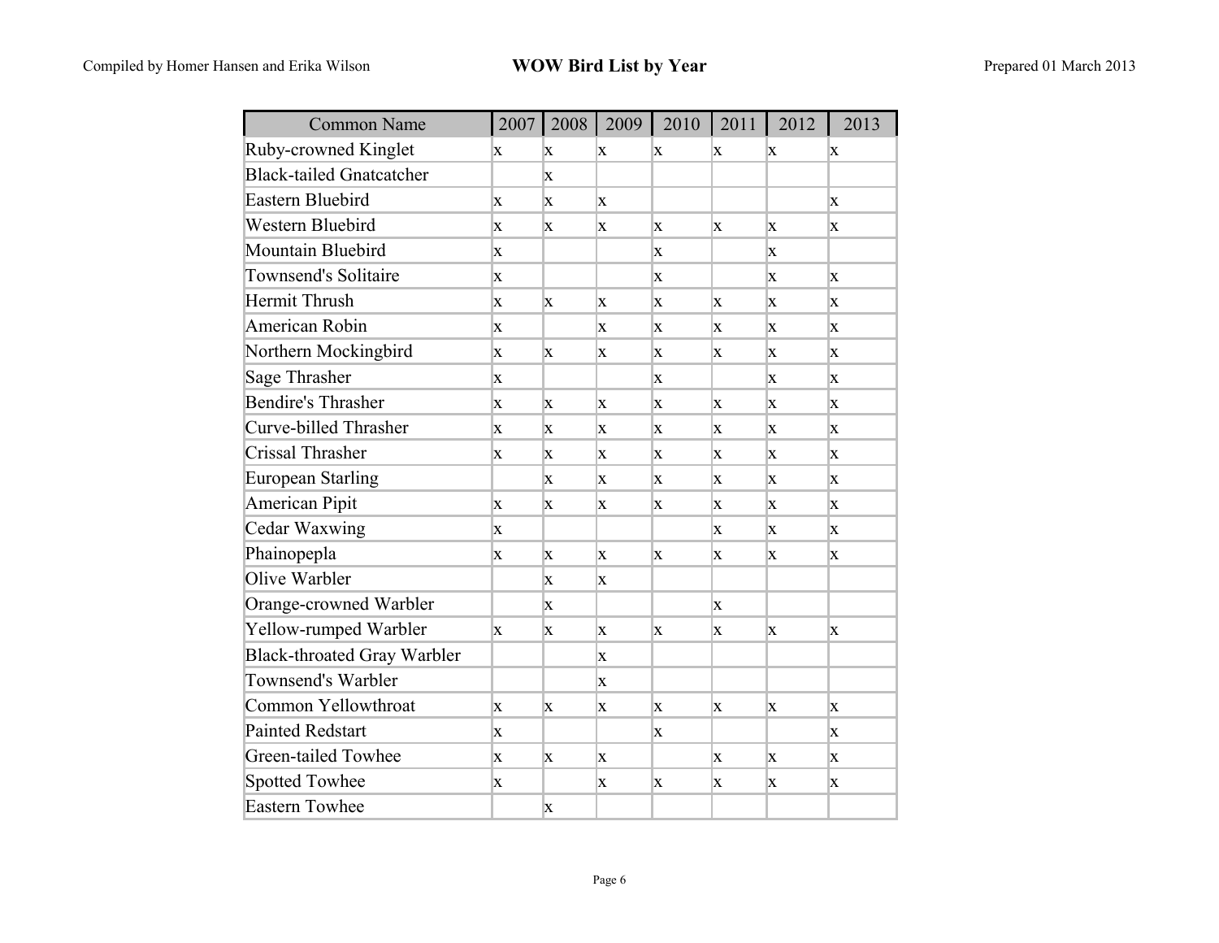| Common Name | 2007 | 2008 | 2009 | 2010 | 2011 | 2012 | 2013 |
|---|---|---|---|---|---|---|---|
| Ruby-crowned Kinglet | x | x | x | x | x | x | x |
| Black-tailed Gnatcatcher | | x | | | | | |
| Eastern Bluebird | x | x | x | | | | x |
| Western Bluebird | x | x | x | x | x | x | x |
| Mountain Bluebird | x | | | x | | x | |
| Townsend's Solitaire | x | | | x | | x | x |
| Hermit Thrush | x | x | x | x | x | x | x |
| American Robin | x | | x | x | x | x | x |
| Northern Mockingbird | x | x | x | x | x | x | x |
| Sage Thrasher | x | | | x | | x | x |
| Bendire's Thrasher | x | x | x | x | x | x | x |
| Curve-billed Thrasher | x | x | x | x | x | x | x |
| Crissal Thrasher | x | x | x | x | x | x | x |
| European Starling | | x | x | x | x | x | x |
| American Pipit | x | x | x | x | x | x | x |
| Cedar Waxwing | x | | | | x | x | x |
| Phainopepla | x | x | x | x | x | x | x |
| Olive Warbler | | x | x | | | | |
| Orange-crowned Warbler | | x | | | x | | |
| Yellow-rumped Warbler | x | x | x | x | x | x | x |
| Black-throated Gray Warbler | | | x | | | | |
| Townsend's Warbler | | | x | | | | |
| Common Yellowthroat | x | x | x | x | x | x | x |
| Painted Redstart | x | | | x | | | x |
| Green-tailed Towhee | x | x | x | | x | x | x |
| Spotted Towhee | x | | x | x | x | x | x |
| Eastern Towhee | | x | | | | | |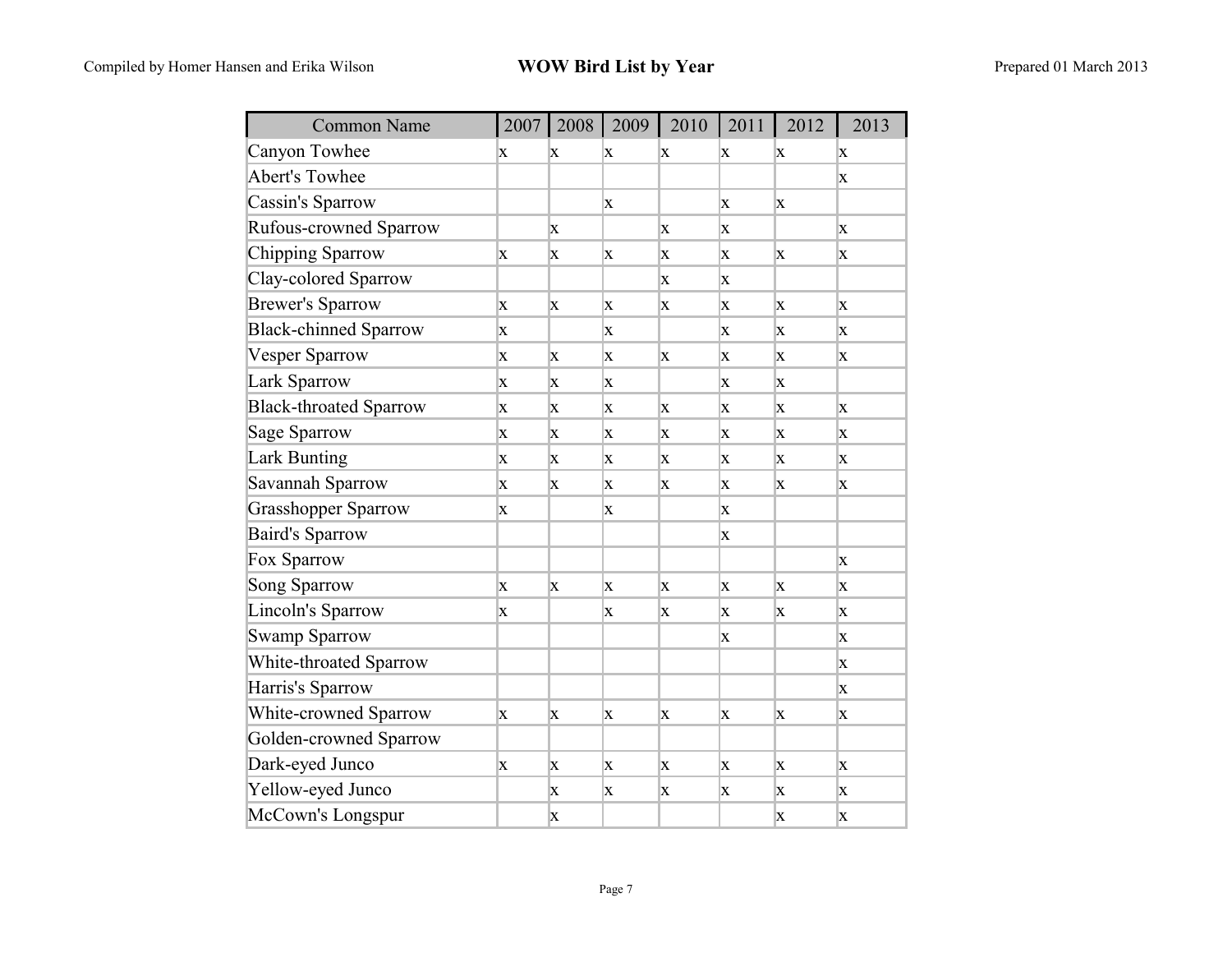| Common Name | 2007 | 2008 | 2009 | 2010 | 2011 | 2012 | 2013 |
|---|---|---|---|---|---|---|---|
| Canyon Towhee | x | x | x | x | x | x | x |
| Abert's Towhee | | | | | | | x |
| Cassin's Sparrow | | | x | | x | x | |
| Rufous-crowned Sparrow | | x | | x | x | | x |
| Chipping Sparrow | x | x | x | x | x | x | x |
| Clay-colored Sparrow | | | | x | x | | |
| Brewer's Sparrow | x | x | x | x | x | x | x |
| Black-chinned Sparrow | x | | x | | x | x | x |
| Vesper Sparrow | x | x | x | x | x | x | x |
| Lark Sparrow | x | x | x | | x | x | |
| Black-throated Sparrow | x | x | x | x | x | x | x |
| Sage Sparrow | x | x | x | x | x | x | x |
| Lark Bunting | x | x | x | x | x | x | x |
| Savannah Sparrow | x | x | x | x | x | x | x |
| Grasshopper Sparrow | x | | x | | x | | |
| Baird's Sparrow | | | | | x | | |
| Fox Sparrow | | | | | | | x |
| Song Sparrow | x | x | x | x | x | x | x |
| Lincoln's Sparrow | x | | x | x | x | x | x |
| Swamp Sparrow | | | | | x | | x |
| White-throated Sparrow | | | | | | | x |
| Harris's Sparrow | | | | | | | x |
| White-crowned Sparrow | x | x | x | x | x | x | x |
| Golden-crowned Sparrow | | | | | | | |
| Dark-eyed Junco | x | x | x | x | x | x | x |
| Yellow-eyed Junco | | x | x | x | x | x | x |
| McCown's Longspur | | x | | | | x | x |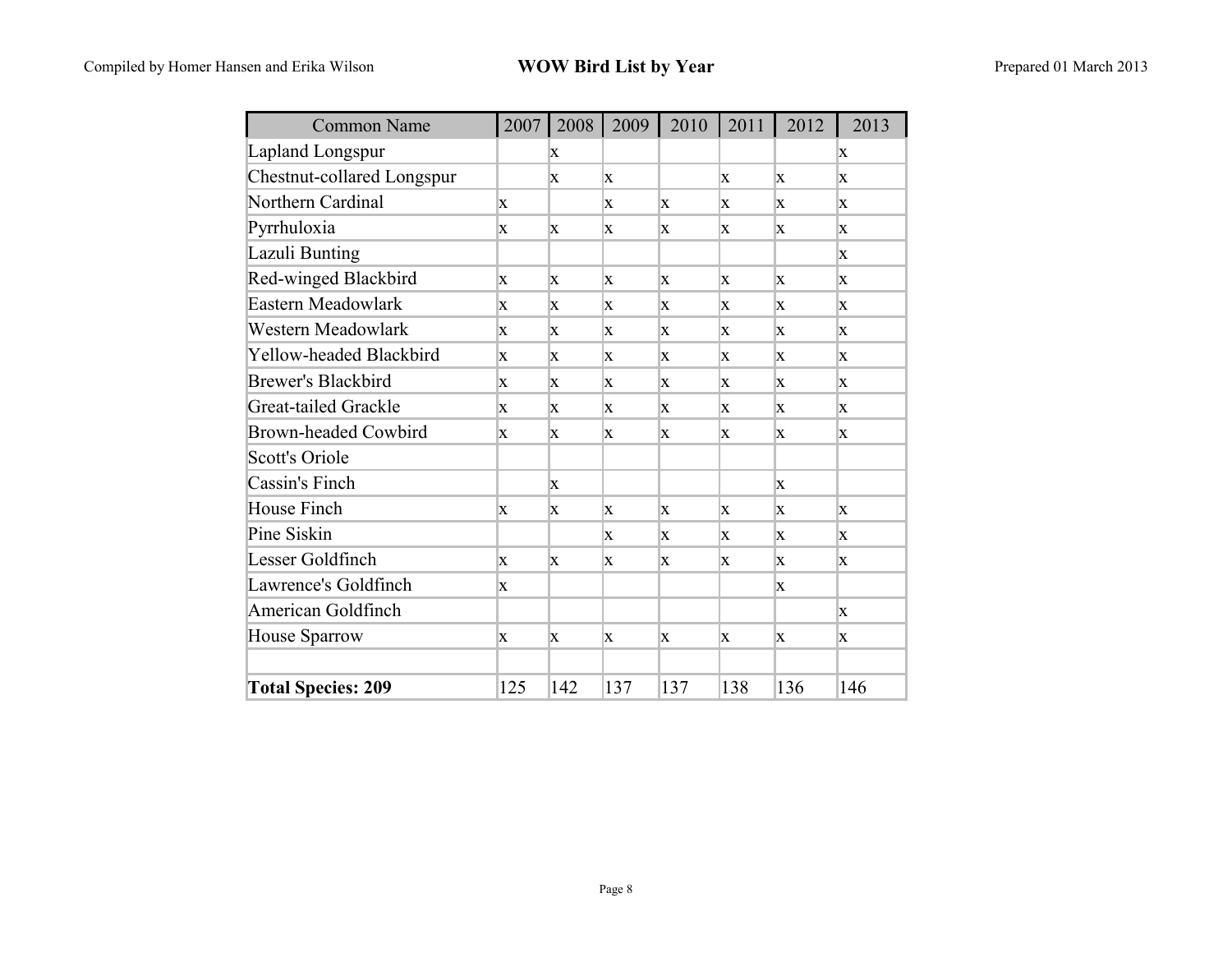| Common Name | 2007 | 2008 | 2009 | 2010 | 2011 | 2012 | 2013 |
|---|---|---|---|---|---|---|---|
| Lapland Longspur | | x | | | | | x |
| Chestnut-collared Longspur | | x | x | | x | x | x |
| Northern Cardinal | x | | x | x | x | x | x |
| Pyrrhuloxia | x | x | x | x | x | x | x |
| Lazuli Bunting | | | | | | | x |
| Red-winged Blackbird | x | x | x | x | x | x | x |
| Eastern Meadowlark | x | x | x | x | x | x | x |
| Western Meadowlark | x | x | x | x | x | x | x |
| Yellow-headed Blackbird | x | x | x | x | x | x | x |
| Brewer's Blackbird | x | x | x | x | x | x | x |
| Great-tailed Grackle | x | x | x | x | x | x | x |
| Brown-headed Cowbird | x | x | x | x | x | x | x |
| Scott's Oriole | | | | | | | |
| Cassin's Finch | | x | | | | x | |
| House Finch | x | x | x | x | x | x | x |
| Pine Siskin | | | x | x | x | x | x |
| Lesser Goldfinch | x | x | x | x | x | x | x |
| Lawrence's Goldfinch | x | | | | | x | |
| American Goldfinch | | | | | | | x |
| House Sparrow | x | x | x | x | x | x | x |
| | | | | | | | |
| **Total Species: 209** | 125 | 142 | 137 | 137 | 138 | 136 | 146 |